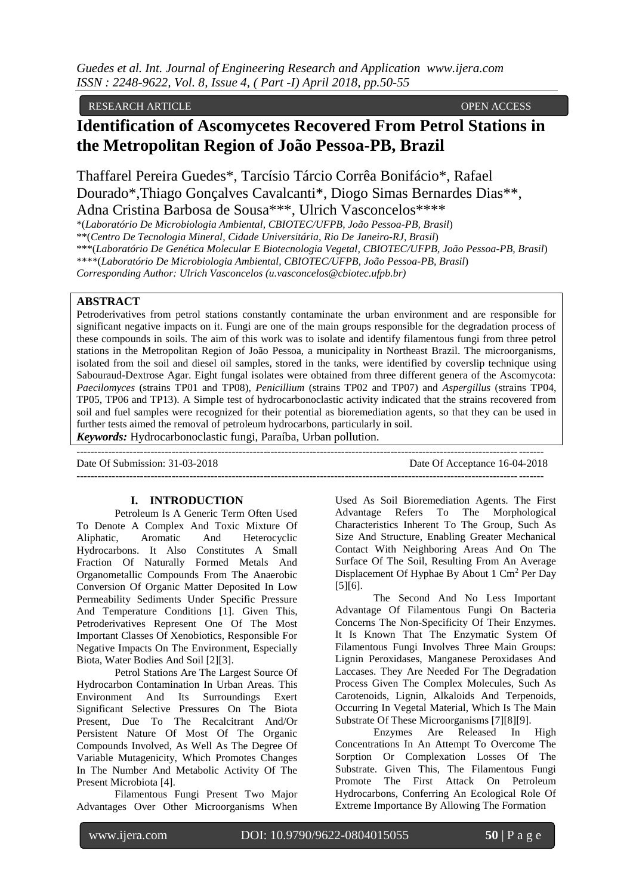RESEARCH ARTICLE OPEN ACCESS

# Identification of Ascomycetes Recovered From Petrol Stations in the Metropolitan Region of João Pessoa-PB, Brazil

Thaffarel Pereira Guedes*, Tarcísio Tárcio Corrêa Bonifácio*, Rafael Dourado*,Thiago Gonçalves Cavalcanti*, Diogo Simas Bernardes Dias**, Adna Cristina Barbosa de Sousa***, Ulrich Vasconcelos****

*(*Laboratório De Microbiologia Ambiental, CBIOTEC/UFPB, João Pessoa-PB, Brasil*)
**(*Centro De Tecnologia Mineral, Cidade Universitária, Rio De Janeiro-RJ, Brasil*)
***(*Laboratório De Genética Molecular E Biotecnologia Vegetal, CBIOTEC/UFPB, João Pessoa-PB, Brasil*)
****(*Laboratório De Microbiologia Ambiental, CBIOTEC/UFPB, João Pessoa-PB, Brasil*)
*Corresponding Author: Ulrich Vasconcelos (u.vasconcelos@cbiotec.ufpb.br)*

## ABSTRACT

Petroderivatives from petrol stations constantly contaminate the urban environment and are responsible for significant negative impacts on it. Fungi are one of the main groups responsible for the degradation process of these compounds in soils. The aim of this work was to isolate and identify filamentous fungi from three petrol stations in the Metropolitan Region of João Pessoa, a municipality in Northeast Brazil. The microorganisms, isolated from the soil and diesel oil samples, stored in the tanks, were identified by coverslip technique using Sabouraud-Dextrose Agar. Eight fungal isolates were obtained from three different genera of the Ascomycota: *Paecilomyces* (strains TP01 and TP08), *Penicillium* (strains TP02 and TP07) and *Aspergillus* (strains TP04, TP05, TP06 and TP13). A Simple test of hydrocarbonoclastic activity indicated that the strains recovered from soil and fuel samples were recognized for their potential as bioremediation agents, so that they can be used in further tests aimed the removal of petroleum hydrocarbons, particularly in soil.

***Keywords:*** Hydrocarbonoclastic fungi, Paraíba, Urban pollution.

Date Of Submission: 31-03-2018 Date Of Acceptance 16-04-2018

## I. INTRODUCTION

Petroleum Is A Generic Term Often Used To Denote A Complex And Toxic Mixture Of Aliphatic, Aromatic And Heterocyclic Hydrocarbons. It Also Constitutes A Small Fraction Of Naturally Formed Metals And Organometallic Compounds From The Anaerobic Conversion Of Organic Matter Deposited In Low Permeability Sediments Under Specific Pressure And Temperature Conditions [1]. Given This, Petroderivatives Represent One Of The Most Important Classes Of Xenobiotics, Responsible For Negative Impacts On The Environment, Especially Biota, Water Bodies And Soil [2][3].

Petrol Stations Are The Largest Source Of Hydrocarbon Contamination In Urban Areas. This Environment And Its Surroundings Exert Significant Selective Pressures On The Biota Present, Due To The Recalcitrant And/Or Persistent Nature Of Most Of The Organic Compounds Involved, As Well As The Degree Of Variable Mutagenicity, Which Promotes Changes In The Number And Metabolic Activity Of The Present Microbiota [4].

Filamentous Fungi Present Two Major Advantages Over Other Microorganisms When Used As Soil Bioremediation Agents. The First Advantage Refers To The Morphological Characteristics Inherent To The Group, Such As Size And Structure, Enabling Greater Mechanical Contact With Neighboring Areas And On The Surface Of The Soil, Resulting From An Average Displacement Of Hyphae By About 1 $Cm^2$ Per Day [5][6].

The Second And No Less Important Advantage Of Filamentous Fungi On Bacteria Concerns The Non-Specificity Of Their Enzymes. It Is Known That The Enzymatic System Of Filamentous Fungi Involves Three Main Groups: Lignin Peroxidases, Manganese Peroxidases And Laccases. They Are Needed For The Degradation Process Given The Complex Molecules, Such As Carotenoids, Lignin, Alkaloids And Terpenoids, Occurring In Vegetal Material, Which Is The Main Substrate Of These Microorganisms [7][8][9].

Enzymes Are Released In High Concentrations In An Attempt To Overcome The Sorption Or Complexation Losses Of The Substrate. Given This, The Filamentous Fungi Promote The First Attack On Petroleum Hydrocarbons, Conferring An Ecological Role Of Extreme Importance By Allowing The Formation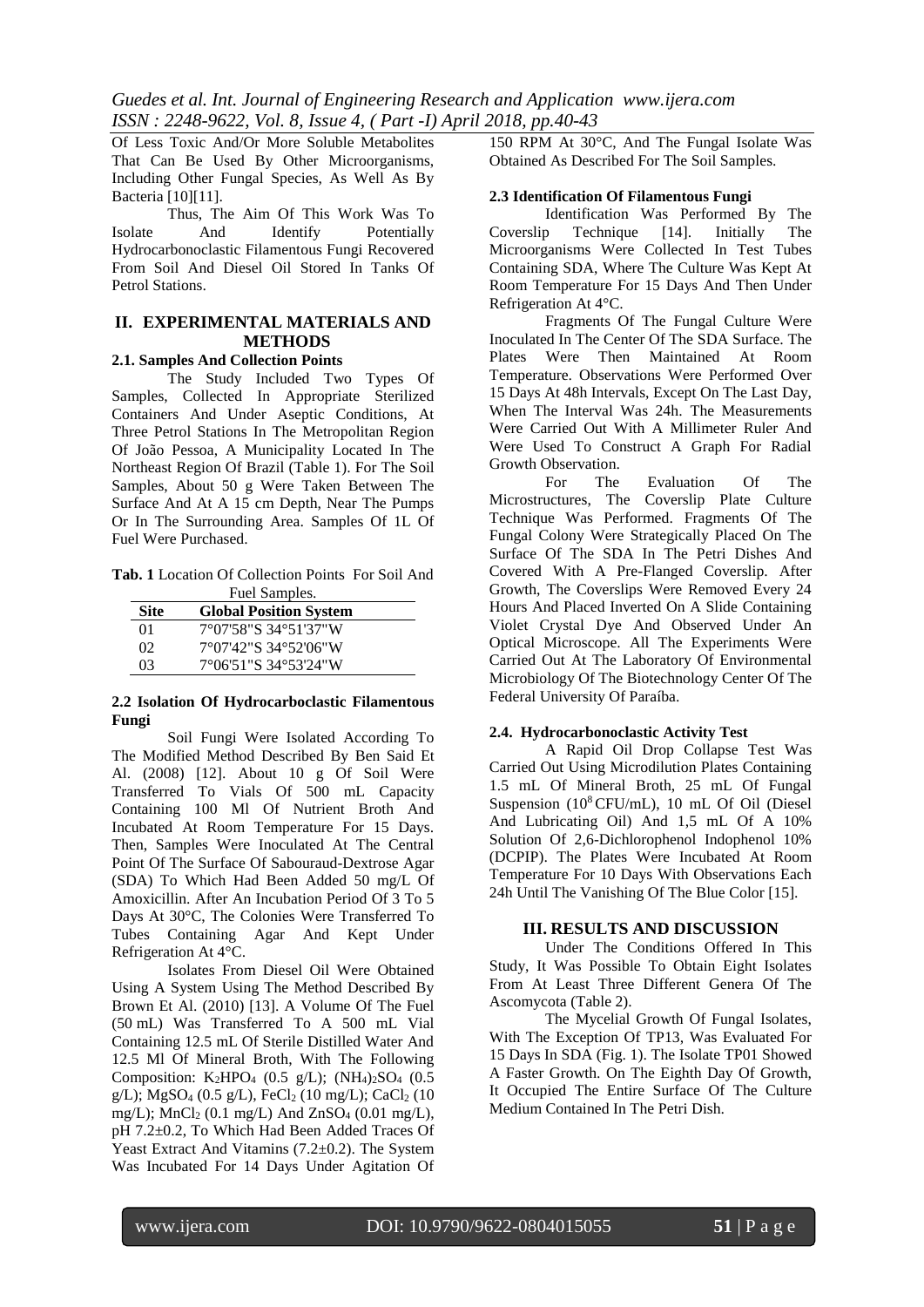Of Less Toxic And/Or More Soluble Metabolites That Can Be Used By Other Microorganisms, Including Other Fungal Species, As Well As By Bacteria [10][11].

Thus, The Aim Of This Work Was To Isolate And Identify Potentially Hydrocarbonoclastic Filamentous Fungi Recovered From Soil And Diesel Oil Stored In Tanks Of Petrol Stations.

## II. EXPERIMENTAL MATERIALS AND METHODS

### 2.1. Samples And Collection Points

The Study Included Two Types Of Samples, Collected In Appropriate Sterilized Containers And Under Aseptic Conditions, At Three Petrol Stations In The Metropolitan Region Of João Pessoa, A Municipality Located In The Northeast Region Of Brazil (Table 1). For The Soil Samples, About 50 g Were Taken Between The Surface And At A 15 cm Depth, Near The Pumps Or In The Surrounding Area. Samples Of 1L Of Fuel Were Purchased.

**Tab. 1** Location Of Collection Points For Soil And Fuel Samples.

| Site | Global Position System |
|---|---|
| 01 | 7°07'58"S 34°51'37"W |
| 02 | 7°07'42"S 34°52'06"W |
| 03 | 7°06'51"S 34°53'24"W |

### 2.2 Isolation Of Hydrocarboclastic Filamentous Fungi

Soil Fungi Were Isolated According To The Modified Method Described By Ben Said Et Al. (2008) [12]. About 10 g Of Soil Were Transferred To Vials Of 500 mL Capacity Containing 100 Ml Of Nutrient Broth And Incubated At Room Temperature For 15 Days. Then, Samples Were Inoculated At The Central Point Of The Surface Of Sabouraud-Dextrose Agar (SDA) To Which Had Been Added 50 mg/L Of Amoxicillin. After An Incubation Period Of 3 To 5 Days At 30°C, The Colonies Were Transferred To Tubes Containing Agar And Kept Under Refrigeration At 4°C.

Isolates From Diesel Oil Were Obtained Using A System Using The Method Described By Brown Et Al. (2010) [13]. A Volume Of The Fuel (50 mL) Was Transferred To A 500 mL Vial Containing 12.5 mL Of Sterile Distilled Water And 12.5 Ml Of Mineral Broth, With The Following Composition: $K_2HPO_4$ (0.5 g/L); $(NH_4)_2SO_4$ (0.5 g/L); $MgSO_4$ (0.5 g/L), $FeCl_2$ (10 mg/L); $CaCl_2$ (10 mg/L); $MnCl_2$ (0.1 mg/L) And $ZnSO_4$ (0.01 mg/L), pH 7.2±0.2, To Which Had Been Added Traces Of Yeast Extract And Vitamins (7.2±0.2). The System Was Incubated For 14 Days Under Agitation Of 150 RPM At 30°C, And The Fungal Isolate Was Obtained As Described For The Soil Samples.

### 2.3 Identification Of Filamentous Fungi

Identification Was Performed By The Coverslip Technique [14]. Initially The Microorganisms Were Collected In Test Tubes Containing SDA, Where The Culture Was Kept At Room Temperature For 15 Days And Then Under Refrigeration At 4°C.

Fragments Of The Fungal Culture Were Inoculated In The Center Of The SDA Surface. The Plates Were Then Maintained At Room Temperature. Observations Were Performed Over 15 Days At 48h Intervals, Except On The Last Day, When The Interval Was 24h. The Measurements Were Carried Out With A Millimeter Ruler And Were Used To Construct A Graph For Radial Growth Observation.

For The Evaluation Of The Microstructures, The Coverslip Plate Culture Technique Was Performed. Fragments Of The Fungal Colony Were Strategically Placed On The Surface Of The SDA In The Petri Dishes And Covered With A Pre-Flanged Coverslip. After Growth, The Coverslips Were Removed Every 24 Hours And Placed Inverted On A Slide Containing Violet Crystal Dye And Observed Under An Optical Microscope. All The Experiments Were Carried Out At The Laboratory Of Environmental Microbiology Of The Biotechnology Center Of The Federal University Of Paraíba.

### 2.4. Hydrocarbonoclastic Activity Test

A Rapid Oil Drop Collapse Test Was Carried Out Using Microdilution Plates Containing 1.5 mL Of Mineral Broth, 25 mL Of Fungal Suspension ($10^8$ CFU/mL), 10 mL Of Oil (Diesel And Lubricating Oil) And 1,5 mL Of A 10% Solution Of 2,6-Dichlorophenol Indophenol 10% (DCPIP). The Plates Were Incubated At Room Temperature For 10 Days With Observations Each 24h Until The Vanishing Of The Blue Color [15].

## III. RESULTS AND DISCUSSION

Under The Conditions Offered In This Study, It Was Possible To Obtain Eight Isolates From At Least Three Different Genera Of The Ascomycota (Table 2).

The Mycelial Growth Of Fungal Isolates, With The Exception Of TP13, Was Evaluated For 15 Days In SDA (Fig. 1). The Isolate TP01 Showed A Faster Growth. On The Eighth Day Of Growth, It Occupied The Entire Surface Of The Culture Medium Contained In The Petri Dish.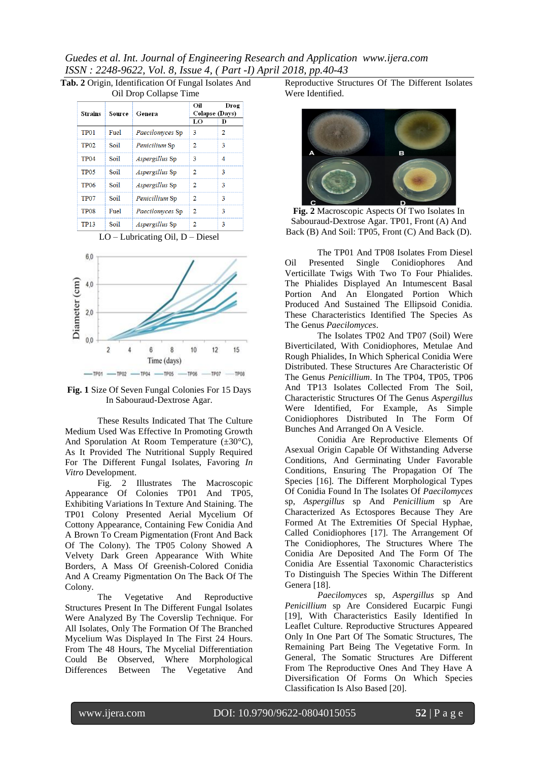**Tab. 2** Origin, Identification Of Fungal Isolates And Oil Drop Collapse Time

| Strains | Source | Genera | Oil Drog Colapse (Days) | |
|---|---|---|---|---|
| | | | LO | D |
| TP01 | Fuel | *Paecilomyces* Sp | 3 | 2 |
| TP02 | Soil | *Penicilium* Sp | 2 | 3 |
| TP04 | Soil | *Aspergillus* Sp | 3 | 4 |
| TP05 | Soil | *Aspergillus* Sp | 2 | 3 |
| TP06 | Soil | *Aspergillus* Sp | 2 | 3 |
| TP07 | Soil | *Penicillium* Sp | 2 | 3 |
| TP08 | Fuel | *Paecilomyces* Sp | 2 | 3 |
| TP13 | Soil | *Aspergillus* Sp | 2 | 3 |

LO – Lubricating Oil, D – Diesel

**Fig. 1** Size Of Seven Fungal Colonies For 15 Days In Sabouraud-Dextrose Agar.

These Results Indicated That The Culture Medium Used Was Effective In Promoting Growth And Sporulation At Room Temperature (±30°C), As It Provided The Nutritional Supply Required For The Different Fungal Isolates, Favoring *In Vitro* Development.

Fig. 2 Illustrates The Macroscopic Appearance Of Colonies TP01 And TP05, Exhibiting Variations In Texture And Staining. The TP01 Colony Presented Aerial Mycelium Of Cottony Appearance, Containing Few Conidia And A Brown To Cream Pigmentation (Front And Back Of The Colony). The TP05 Colony Showed A Velvety Dark Green Appearance With White Borders, A Mass Of Greenish-Colored Conidia And A Creamy Pigmentation On The Back Of The Colony.

The Vegetative And Reproductive Structures Present In The Different Fungal Isolates Were Analyzed By The Coverslip Technique. For All Isolates, Only The Formation Of The Branched Mycelium Was Displayed In The First 24 Hours. From The 48 Hours, The Mycelial Differentiation Could Be Observed, Where Morphological Differences Between The Vegetative And Reproductive Structures Of The Different Isolates Were Identified.

**Fig. 2** Macroscopic Aspects Of Two Isolates In Sabouraud-Dextrose Agar. TP01, Front (A) And Back (B) And Soil: TP05, Front (C) And Back (D).

The TP01 And TP08 Isolates From Diesel Oil Presented Single Conidiophores And Verticillate Twigs With Two To Four Phialides. The Phialides Displayed An Intumescent Basal Portion And An Elongated Portion Which Produced And Sustained The Ellipsoid Conidia. These Characteristics Identified The Species As The Genus *Paecilomyces*.

The Isolates TP02 And TP07 (Soil) Were Biverticilated, With Conidiophores, Metulae And Rough Phialides, In Which Spherical Conidia Were Distributed. These Structures Are Characteristic Of The Genus *Penicillium*. In The TP04, TP05, TP06 And TP13 Isolates Collected From The Soil, Characteristic Structures Of The Genus *Aspergillus* Were Identified, For Example, As Simple Conidiophores Distributed In The Form Of Bunches And Arranged On A Vesicle.

Conidia Are Reproductive Elements Of Asexual Origin Capable Of Withstanding Adverse Conditions, And Germinating Under Favorable Conditions, Ensuring The Propagation Of The Species [16]. The Different Morphological Types Of Conidia Found In The Isolates Of *Paecilomyces* sp, *Aspergillus* sp And *Penicillium* sp Are Characterized As Ectospores Because They Are Formed At The Extremities Of Special Hyphae, Called Conidiophores [17]. The Arrangement Of The Conidiophores, The Structures Where The Conidia Are Deposited And The Form Of The Conidia Are Essential Taxonomic Characteristics To Distinguish The Species Within The Different Genera [18].

*Paecilomyces* sp, *Aspergillus* sp And *Penicillium* sp Are Considered Eucarpic Fungi [19], With Characteristics Easily Identified In Leaflet Culture. Reproductive Structures Appeared Only In One Part Of The Somatic Structures, The Remaining Part Being The Vegetative Form. In General, The Somatic Structures Are Different From The Reproductive Ones And They Have A Diversification Of Forms On Which Species Classification Is Also Based [20].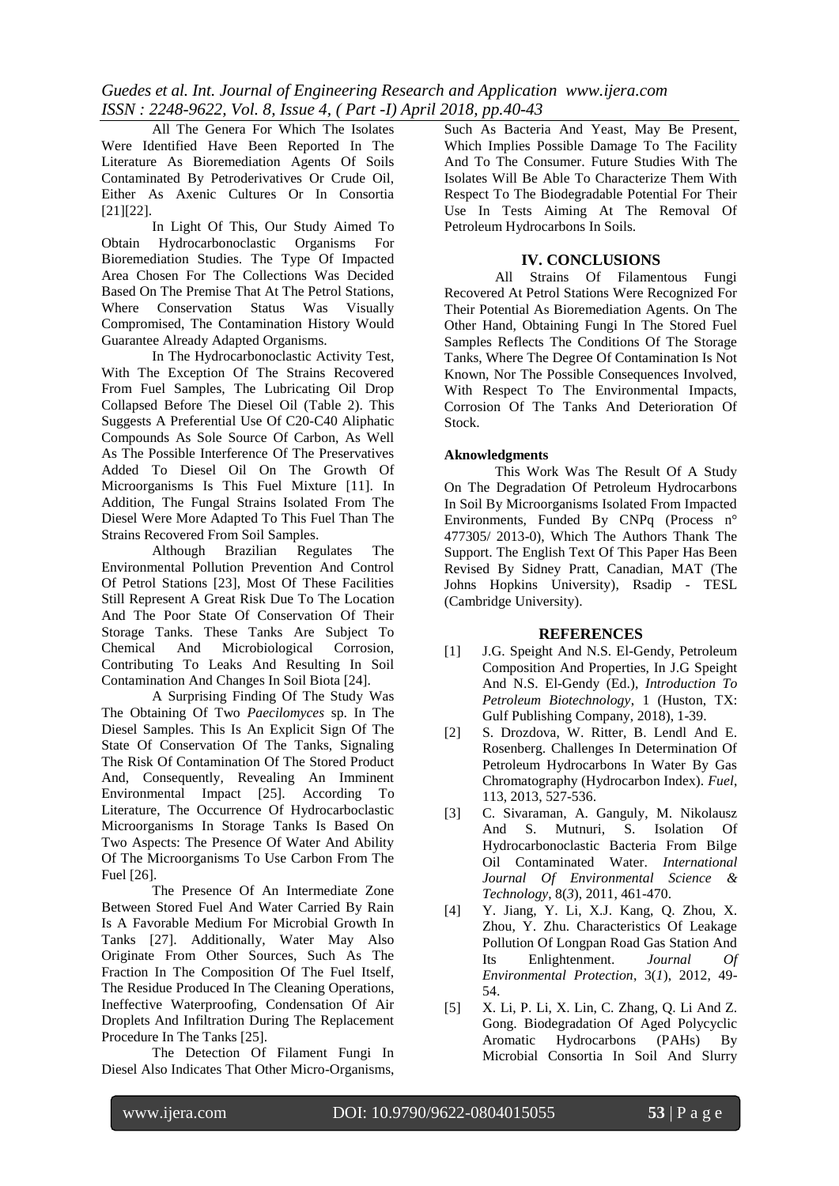All The Genera For Which The Isolates Were Identified Have Been Reported In The Literature As Bioremediation Agents Of Soils Contaminated By Petroderivatives Or Crude Oil, Either As Axenic Cultures Or In Consortia [21][22].

In Light Of This, Our Study Aimed To Obtain Hydrocarbonoclastic Organisms For Bioremediation Studies. The Type Of Impacted Area Chosen For The Collections Was Decided Based On The Premise That At The Petrol Stations, Where Conservation Status Was Visually Compromised, The Contamination History Would Guarantee Already Adapted Organisms.

In The Hydrocarbonoclastic Activity Test, With The Exception Of The Strains Recovered From Fuel Samples, The Lubricating Oil Drop Collapsed Before The Diesel Oil (Table 2). This Suggests A Preferential Use Of C20-C40 Aliphatic Compounds As Sole Source Of Carbon, As Well As The Possible Interference Of The Preservatives Added To Diesel Oil On The Growth Of Microorganisms Is This Fuel Mixture [11]. In Addition, The Fungal Strains Isolated From The Diesel Were More Adapted To This Fuel Than The Strains Recovered From Soil Samples.

Although Brazilian Regulates The Environmental Pollution Prevention And Control Of Petrol Stations [23], Most Of These Facilities Still Represent A Great Risk Due To The Location And The Poor State Of Conservation Of Their Storage Tanks. These Tanks Are Subject To Chemical And Microbiological Corrosion, Contributing To Leaks And Resulting In Soil Contamination And Changes In Soil Biota [24].

A Surprising Finding Of The Study Was The Obtaining Of Two *Paecilomyces* sp. In The Diesel Samples. This Is An Explicit Sign Of The State Of Conservation Of The Tanks, Signaling The Risk Of Contamination Of The Stored Product And, Consequently, Revealing An Imminent Environmental Impact [25]. According To Literature, The Occurrence Of Hydrocarboclastic Microorganisms In Storage Tanks Is Based On Two Aspects: The Presence Of Water And Ability Of The Microorganisms To Use Carbon From The Fuel [26].

The Presence Of An Intermediate Zone Between Stored Fuel And Water Carried By Rain Is A Favorable Medium For Microbial Growth In Tanks [27]. Additionally, Water May Also Originate From Other Sources, Such As The Fraction In The Composition Of The Fuel Itself, The Residue Produced In The Cleaning Operations, Ineffective Waterproofing, Condensation Of Air Droplets And Infiltration During The Replacement Procedure In The Tanks [25].

The Detection Of Filament Fungi In Diesel Also Indicates That Other Micro-Organisms, Such As Bacteria And Yeast, May Be Present, Which Implies Possible Damage To The Facility And To The Consumer. Future Studies With The Isolates Will Be Able To Characterize Them With Respect To The Biodegradable Potential For Their Use In Tests Aiming At The Removal Of Petroleum Hydrocarbons In Soils.

## IV. CONCLUSIONS

All Strains Of Filamentous Fungi Recovered At Petrol Stations Were Recognized For Their Potential As Bioremediation Agents. On The Other Hand, Obtaining Fungi In The Stored Fuel Samples Reflects The Conditions Of The Storage Tanks, Where The Degree Of Contamination Is Not Known, Nor The Possible Consequences Involved, With Respect To The Environmental Impacts, Corrosion Of The Tanks And Deterioration Of Stock.

**Aknowledgments**

This Work Was The Result Of A Study On The Degradation Of Petroleum Hydrocarbons In Soil By Microorganisms Isolated From Impacted Environments, Funded By CNPq (Process n° 477305/ 2013-0), Which The Authors Thank The Support. The English Text Of This Paper Has Been Revised By Sidney Pratt, Canadian, MAT (The Johns Hopkins University), Rsadip - TESL (Cambridge University).

## REFERENCES

[1] J.G. Speight And N.S. El-Gendy, Petroleum Composition And Properties, In J.G Speight And N.S. El-Gendy (Ed.), *Introduction To Petroleum Biotechnology*, 1 (Huston, TX: Gulf Publishing Company, 2018), 1-39.

[2] S. Drozdova, W. Ritter, B. Lendl And E. Rosenberg. Challenges In Determination Of Petroleum Hydrocarbons In Water By Gas Chromatography (Hydrocarbon Index). *Fuel*, 113, 2013, 527-536.

[3] C. Sivaraman, A. Ganguly, M. Nikolausz And S. Mutnuri, S. Isolation Of Hydrocarbonoclastic Bacteria From Bilge Oil Contaminated Water. *International Journal Of Environmental Science & Technology*, 8(*3*), 2011, 461-470.

[4] Y. Jiang, Y. Li, X.J. Kang, Q. Zhou, X. Zhou, Y. Zhu. Characteristics Of Leakage Pollution Of Longpan Road Gas Station And Its Enlightenment. *Journal Of Environmental Protection*, 3(*1*), 2012, 49-54.

[5] X. Li, P. Li, X. Lin, C. Zhang, Q. Li And Z. Gong. Biodegradation Of Aged Polycyclic Aromatic Hydrocarbons (PAHs) By Microbial Consortia In Soil And Slurry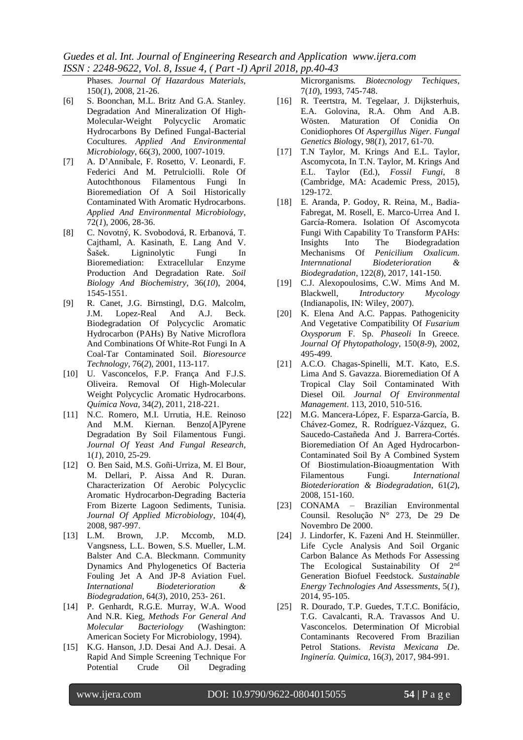Phases. *Journal Of Hazardous Materials*, 150(*1*), 2008, 21-26.

[6] S. Boonchan, M.L. Britz And G.A. Stanley. Degradation And Mineralization Of High-Molecular-Weight Polycyclic Aromatic Hydrocarbons By Defined Fungal-Bacterial Cocultures. *Applied And Environmental Microbiology*, 66(*3*), 2000, 1007-1019.

[7] A. D'Annibale, F. Rosetto, V. Leonardi, F. Federici And M. Petrulcliolli. Role Of Autochthonous Filamentous Fungi In Bioremediation Of A Soil Historically Contaminated With Aromatic Hydrocarbons. *Applied And Environmental Microbiology*, 72(*1*), 2006, 28-36.

[8] C. Novotný, K. Svobodová, R. Erbanová, T. Cajthaml, A. Kasinath, E. Lang And V. Šašek. Ligninolytic Fungi In Bioremediation: Extracellular Enzyme Production And Degradation Rate. *Soil Biology And Biochemistry*, 36(*10*), 2004, 1545-1551.

[9] R. Canet, J.G. Birnstingl, D.G. Malcolm, J.M. Lopez-Real And A.J. Beck. Biodegradation Of Polycyclic Aromatic Hydrocarbon (PAHs) By Native Microflora And Combinations Of White-Rot Fungi In A Coal-Tar Contaminated Soil. *Bioresource Technology*, 76(*2*), 2001, 113-117.

[10] U. Vasconcelos, F.P. França And F.J.S. Oliveira. Removal Of High-Molecular Weight Polycyclic Aromatic Hydrocarbons. *Química Nova*, 34(*2*), 2011, 218-221.

[11] N.C. Romero, M.I. Urrutia, H.E. Reinoso And M.M. Kiernan. Benzo[A]Pyrene Degradation By Soil Filamentous Fungi. *Journal Of Yeast And Fungal Research*, 1(*1*), 2010, 25-29.

[12] O. Ben Said, M.S. Goñi-Urriza, M. El Bour, M. Dellari, P. Aissa And R. Duran. Characterization Of Aerobic Polycyclic Aromatic Hydrocarbon-Degrading Bacteria From Bizerte Lagoon Sediments, Tunisia. *Journal Of Applied Microbiology*, 104(*4*), 2008, 987-997.

[13] L.M. Brown, J.P. Mccomb, M.D. Vangsness, L.L. Bowen, S.S. Mueller, L.M. Balster And C.A. Bleckmann. Community Dynamics And Phylogenetics Of Bacteria Fouling Jet A And JP-8 Aviation Fuel. *International Biodeterioration & Biodegradation*, 64(*3*), 2010, 253- 261.

[14] P. Genhardt, R.G.E. Murray, W.A. Wood And N.R. Kieg, *Methods For General And Molecular Bacteriology* (Washington: American Society For Microbiology, 1994).

[15] K.G. Hanson, J.D. Desai And A.J. Desai. A Rapid And Simple Screening Technique For Potential Crude Oil Degrading Microrganisms. *Biotecnology Techiques*, 7(*10*), 1993, 745-748.

[16] R. Teertstra, M. Tegelaar, J. Dijksterhuis, E.A. Golovina, R.A. Ohm And A.B. Wösten. Maturation Of Conidia On Conidiophores Of *Aspergillus Niger*. *Fungal Genetics Biol*ogy, 98(*1*), 2017, 61-70.

[17] T.N Taylor, M. Krings And E.L. Taylor, Ascomycota, In T.N. Taylor, M. Krings And E.L. Taylor (Ed.), *Fossil Fungi*, 8 (Cambridge, MA: Academic Press, 2015), 129-172.

[18] E. Aranda, P. Godoy, R. Reina, M., Badia-Fabregat, M. Rosell, E. Marco-Urrea And I. García-Romera. Isolation Of Ascomycota Fungi With Capability To Transform PAHs: Insights Into The Biodegradation Mechanisms Of *Penicilium Oxalicum*. *Internnational Biodeterioration & Biodegradation*, 122(*8*), 2017, 141-150.

[19] C.J. Alexopoulosims, C.W. Mims And M. Blackwell, *Introductory Mycology* (Indianapolis, IN: Wiley, 2007).

[20] K. Elena And A.C. Pappas. Pathogenicity And Vegetative Compatibility Of *Fusarium Oxysporum* F. Sp. *Phaseoli* In Greece. *Journal Of Phytopathology*, 150(*8-9*), 2002, 495-499.

[21] A.C.O. Chagas-Spinelli, M.T. Kato, E.S. Lima And S. Gavazza. Bioremediation Of A Tropical Clay Soil Contaminated With Diesel Oil. *Journal Of Environmental Management*. 113, 2010, 510-516.

[22] M.G. Mancera-López, F. Esparza-García, B. Chávez-Gomez, R. Rodríguez-Vázquez, G. Saucedo-Castañeda And J. Barrera-Cortés. Bioremediation Of An Aged Hydrocarbon-Contaminated Soil By A Combined System Of Biostimulation-Bioaugmentation With Filamentous Fungi. *International Biotedeterioration & Biodegradation*, 61(*2*), 2008, 151-160.

[23] CONAMA – Brazilian Environmental Counsil. Resolução N° 273, De 29 De Novembro De 2000.

[24] J. Lindorfer, K. Fazeni And H. Steinmüller. Life Cycle Analysis And Soil Organic Carbon Balance As Methods For Assessing The Ecological Sustainability Of 2nd Generation Biofuel Feedstock. *Sustainable Energy Technologies And Assessments*, 5(*1*), 2014, 95-105.

[25] R. Dourado, T.P. Guedes, T.T.C. Bonifácio, T.G. Cavalcanti, R.A. Travassos And U. Vasconcelos. Determination Of Microbial Contaminants Recovered From Brazilian Petrol Stations. *Revista Mexicana De. Inginería. Quimica*, 16(*3*), 2017, 984-991.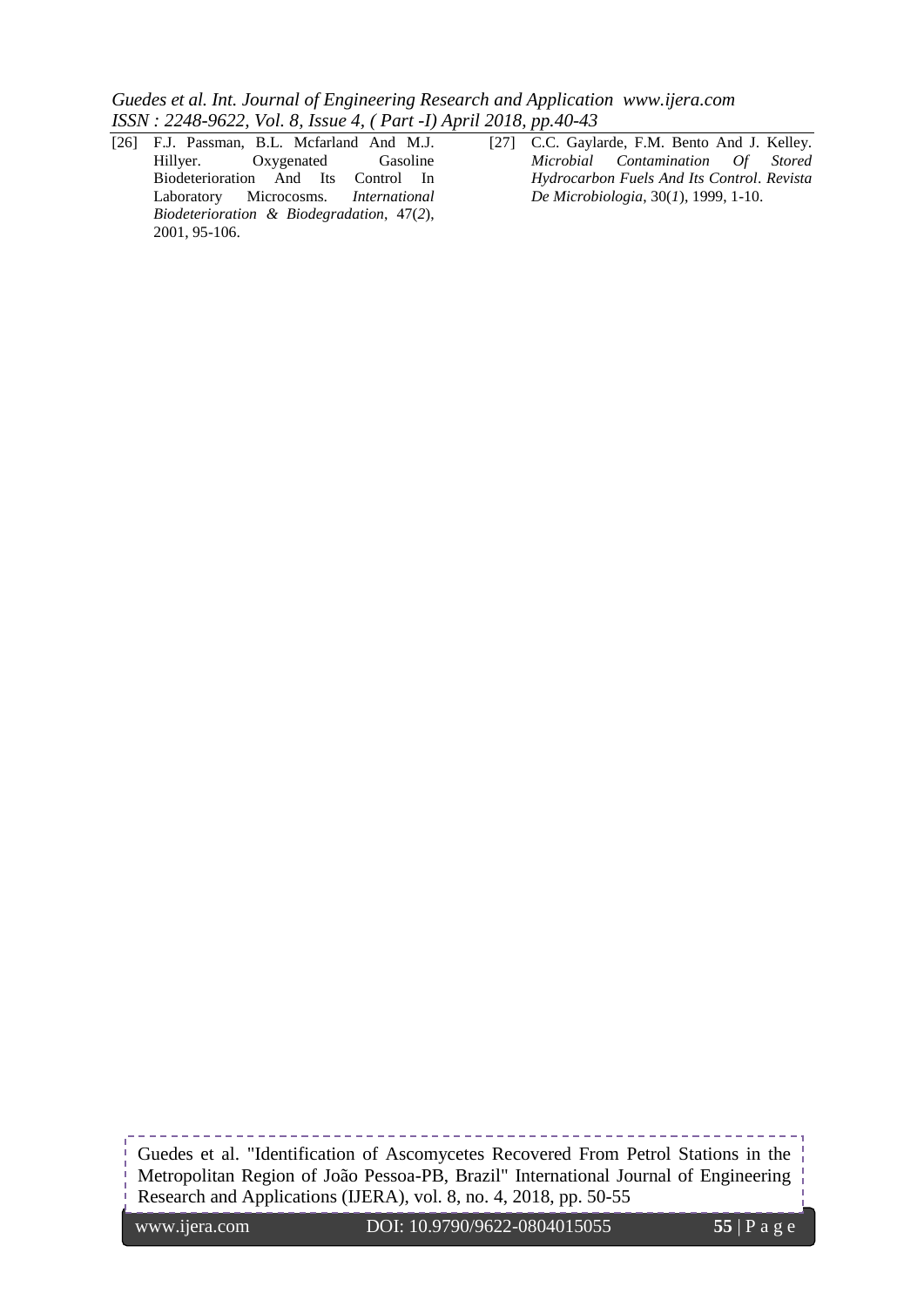[26] F.J. Passman, B.L. Mcfarland And M.J. Hillyer. Oxygenated Gasoline Biodeterioration And Its Control In Laboratory Microcosms. *International Biodeterioration & Biodegradation*, 47(*2*), 2001, 95-106.

[27] C.C. Gaylarde, F.M. Bento And J. Kelley. *Microbial Contamination Of Stored Hydrocarbon Fuels And Its Control*. *Revista De Microbiologia*, 30(*1*), 1999, 1-10.

Guedes et al. "Identification of Ascomycetes Recovered From Petrol Stations in the Metropolitan Region of João Pessoa-PB, Brazil" International Journal of Engineering Research and Applications (IJERA), vol. 8, no. 4, 2018, pp. 50-55